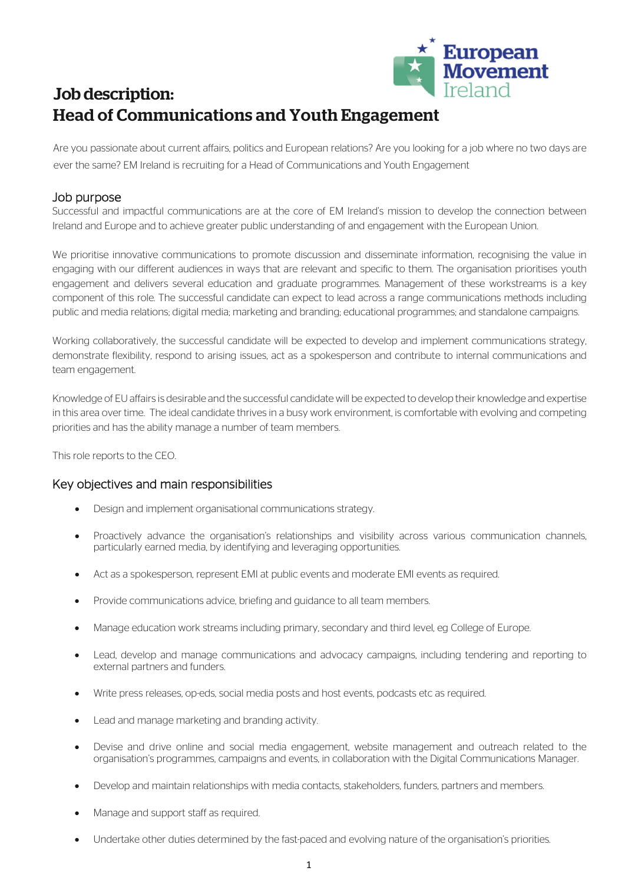# Job description: Head of Communications and Youth Engagement

Are you passionate about current affairs, politics and European relations? Are you looking for a job where no two days are ever the same? EM Ireland is recruiting for a Head of Communications and Youth Engagement

## Job purpose

Successful and impactful communications are at the core of EM Ireland's mission to develop the connection between Ireland and Europe and to achieve greater public understanding of and engagement with the European Union.

We prioritise innovative communications to promote discussion and disseminate information, recognising the value in engaging with our different audiences in ways that are relevant and specific to them. The organisation prioritises youth engagement and delivers several education and graduate programmes. Management of these workstreams is a key component of this role. The successful candidate can expect to lead across a range communications methods including public and media relations; digital media; marketing and branding; educational programmes; and standalone campaigns.

Working collaboratively, the successful candidate will be expected to develop and implement communications strategy, demonstrate flexibility, respond to arising issues, act as a spokesperson and contribute to internal communications and team engagement.

Knowledge of EU affairs is desirable and the successful candidate will be expected to develop their knowledge and expertise in this area over time. The ideal candidate thrives in a busy work environment, is comfortable with evolving and competing priorities and has the ability manage a number of team members.

This role reports to the CEO.

## Key objectives and main responsibilities

- Design and implement organisational communications strategy.
- Proactively advance the organisation's relationships and visibility across various communication channels, particularly earned media, by identifying and leveraging opportunities.
- Act as a spokesperson, represent EMI at public events and moderate EMI events as required.
- Provide communications advice, briefing and guidance to all team members.
- Manage education work streams including primary, secondary and third level, eg College of Europe.
- Lead, develop and manage communications and advocacy campaigns, including tendering and reporting to external partners and funders.
- Write press releases, op-eds, social media posts and host events, podcasts etc as required.
- Lead and manage marketing and branding activity.
- Devise and drive online and social media engagement, website management and outreach related to the organisation's programmes, campaigns and events, in collaboration with the Digital Communications Manager.
- Develop and maintain relationships with media contacts, stakeholders, funders, partners and members.
- Manage and support staff as required.
- Undertake other duties determined by the fast-paced and evolving nature of the organisation's priorities.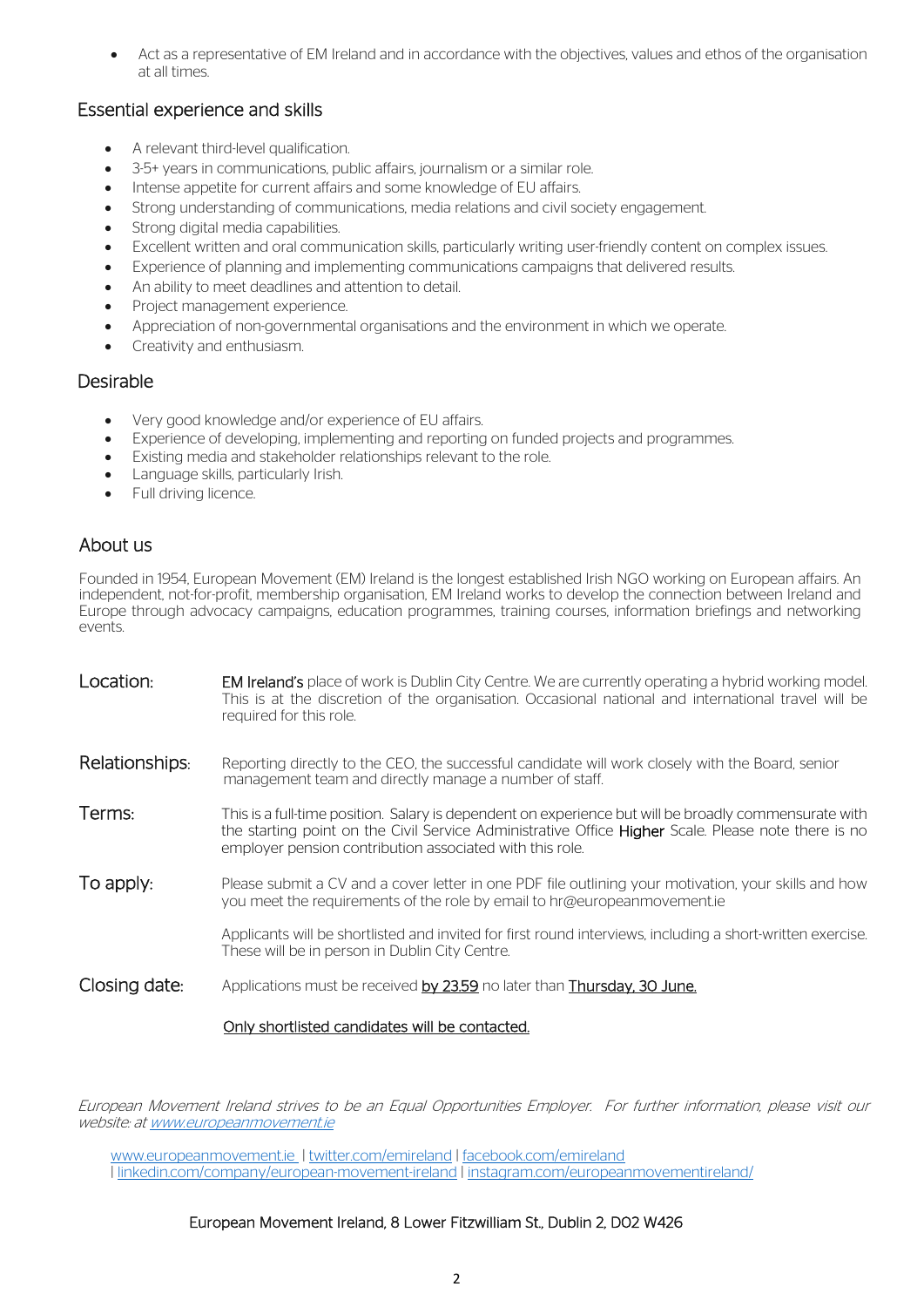- Act as a representative of EM Ireland and in accordance with the objectives, values and ethos of the organisation at all times.

## Essential experience and skills

- A relevant third-level qualification.
- 3-5+ years in communications, public affairs, journalism or a similar role.
- Intense appetite for current affairs and some knowledge of EU affairs.
- Strong understanding of communications, media relations and civil society engagement.
- Strong digital media capabilities.
- Excellent written and oral communication skills, particularly writing user-friendly content on complex issues.
- Experience of planning and implementing communications campaigns that delivered results.
- An ability to meet deadlines and attention to detail.
- Project management experience.
- Appreciation of non-governmental organisations and the environment in which we operate.
- Creativity and enthusiasm.

## Desirable

- Very good knowledge and/or experience of EU affairs.
- Experience of developing, implementing and reporting on funded projects and programmes.
- Existing media and stakeholder relationships relevant to the role.
- Language skills, particularly Irish.
- Full driving licence.

## About us

Founded in 1954, European Movement (EM) Ireland is the longest established Irish NGO working on European affairs. An independent, not-for-profit, membership organisation, EM Ireland works to develop the connection between Ireland and Europe through advocacy campaigns, education programmes, training courses, information briefings and networking events.

**Location:** EM Ireland's place of work is Dublin City Centre. We are currently operating a hybrid working model. This is at the discretion of the organisation. Occasional national and international travel will be required for this role.

**Relationships:** Reporting directly to the CEO, the successful candidate will work closely with the Board, senior management team and directly manage a number of staff.

**Terms:** This is a full-time position. Salary is dependent on experience but will be broadly commensurate with the starting point on the Civil Service Administrative Office Higher Scale. Please note there is no employer pension contribution associated with this role.

**To apply:** Please submit a CV and a cover letter in one PDF file outlining your motivation, your skills and how you meet the requirements of the role by email to hr@europeanmovement.ie

Applicants will be shortlisted and invited for first round interviews, including a short-written exercise. These will be in person in Dublin City Centre.

**Closing date:** Applications must be received by 23.59 no later than Thursday, 30 June.

Only shortlisted candidates will be contacted.

*European Movement Ireland strives to be an Equal Opportunities Employer. For further information, please visit our website: at www.europeanmovement.ie*

www.europeanmovement.ie | twitter.com/emireland | facebook.com/emireland | linkedin.com/company/european-movement-ireland | instagram.com/europeanmovementireland/

European Movement Ireland, 8 Lower Fitzwilliam St., Dublin 2, D02 W426